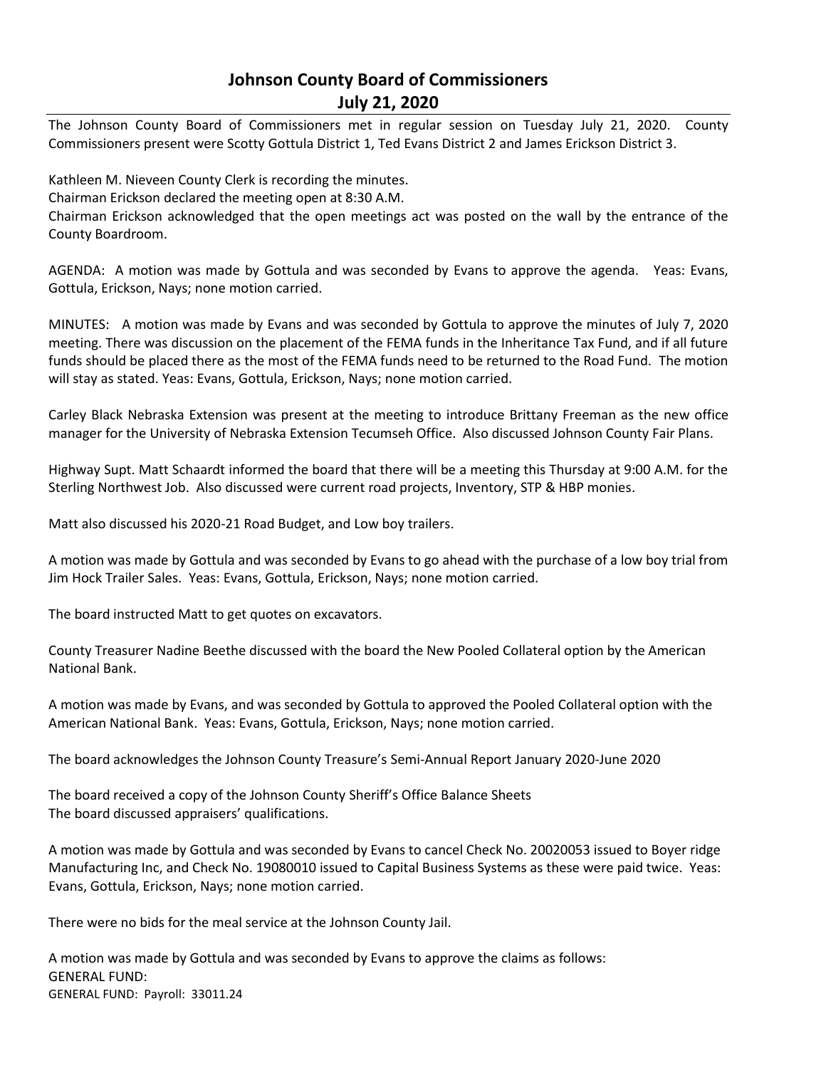# Johnson County Board of Commissioners
## July 21, 2020

The Johnson County Board of Commissioners met in regular session on Tuesday July 21, 2020. County Commissioners present were Scotty Gottula District 1, Ted Evans District 2 and James Erickson District 3.

Kathleen M. Nieveen County Clerk is recording the minutes.
Chairman Erickson declared the meeting open at 8:30 A.M.
Chairman Erickson acknowledged that the open meetings act was posted on the wall by the entrance of the County Boardroom.

AGENDA: A motion was made by Gottula and was seconded by Evans to approve the agenda. Yeas: Evans, Gottula, Erickson, Nays; none motion carried.

MINUTES: A motion was made by Evans and was seconded by Gottula to approve the minutes of July 7, 2020 meeting. There was discussion on the placement of the FEMA funds in the Inheritance Tax Fund, and if all future funds should be placed there as the most of the FEMA funds need to be returned to the Road Fund. The motion will stay as stated. Yeas: Evans, Gottula, Erickson, Nays; none motion carried.

Carley Black Nebraska Extension was present at the meeting to introduce Brittany Freeman as the new office manager for the University of Nebraska Extension Tecumseh Office. Also discussed Johnson County Fair Plans.

Highway Supt. Matt Schaardt informed the board that there will be a meeting this Thursday at 9:00 A.M. for the Sterling Northwest Job. Also discussed were current road projects, Inventory, STP & HBP monies.

Matt also discussed his 2020-21 Road Budget, and Low boy trailers.

A motion was made by Gottula and was seconded by Evans to go ahead with the purchase of a low boy trial from Jim Hock Trailer Sales. Yeas: Evans, Gottula, Erickson, Nays; none motion carried.

The board instructed Matt to get quotes on excavators.

County Treasurer Nadine Beethe discussed with the board the New Pooled Collateral option by the American National Bank.

A motion was made by Evans, and was seconded by Gottula to approved the Pooled Collateral option with the American National Bank. Yeas: Evans, Gottula, Erickson, Nays; none motion carried.

The board acknowledges the Johnson County Treasure's Semi-Annual Report January 2020-June 2020

The board received a copy of the Johnson County Sheriff's Office Balance Sheets
The board discussed appraisers' qualifications.

A motion was made by Gottula and was seconded by Evans to cancel Check No. 20020053 issued to Boyer ridge Manufacturing Inc, and Check No. 19080010 issued to Capital Business Systems as these were paid twice. Yeas: Evans, Gottula, Erickson, Nays; none motion carried.

There were no bids for the meal service at the Johnson County Jail.

A motion was made by Gottula and was seconded by Evans to approve the claims as follows:
GENERAL FUND:
GENERAL FUND: Payroll: 33011.24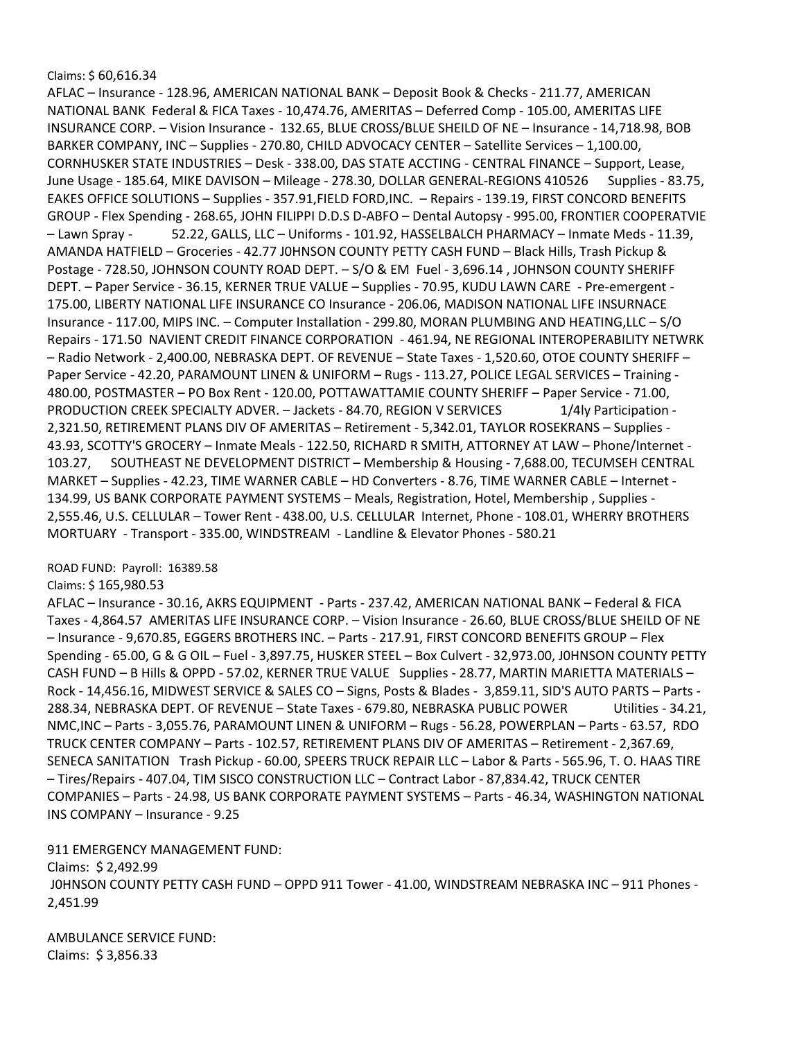Claims: $ 60,616.34

AFLAC – Insurance - 128.96, AMERICAN NATIONAL BANK – Deposit Book & Checks - 211.77, AMERICAN NATIONAL BANK Federal & FICA Taxes - 10,474.76, AMERITAS – Deferred Comp - 105.00, AMERITAS LIFE INSURANCE CORP. – Vision Insurance - 132.65, BLUE CROSS/BLUE SHEILD OF NE – Insurance - 14,718.98, BOB BARKER COMPANY, INC – Supplies - 270.80, CHILD ADVOCACY CENTER – Satellite Services – 1,100.00, CORNHUSKER STATE INDUSTRIES – Desk - 338.00, DAS STATE ACCTING - CENTRAL FINANCE – Support, Lease, June Usage - 185.64, MIKE DAVISON – Mileage - 278.30, DOLLAR GENERAL-REGIONS 410526 Supplies - 83.75, EAKES OFFICE SOLUTIONS – Supplies - 357.91,FIELD FORD,INC. – Repairs - 139.19, FIRST CONCORD BENEFITS GROUP - Flex Spending - 268.65, JOHN FILIPPI D.D.S D-ABFO – Dental Autopsy - 995.00, FRONTIER COOPERATVIE – Lawn Spray - 52.22, GALLS, LLC – Uniforms - 101.92, HASSELBALCH PHARMACY – Inmate Meds - 11.39, AMANDA HATFIELD – Groceries - 42.77 J0HNSON COUNTY PETTY CASH FUND – Black Hills, Trash Pickup & Postage - 728.50, JOHNSON COUNTY ROAD DEPT. – S/O & EM Fuel - 3,696.14 , JOHNSON COUNTY SHERIFF DEPT. – Paper Service - 36.15, KERNER TRUE VALUE – Supplies - 70.95, KUDU LAWN CARE - Pre-emergent - 175.00, LIBERTY NATIONAL LIFE INSURANCE CO Insurance - 206.06, MADISON NATIONAL LIFE INSURNACE Insurance - 117.00, MIPS INC. – Computer Installation - 299.80, MORAN PLUMBING AND HEATING,LLC – S/O Repairs - 171.50 NAVIENT CREDIT FINANCE CORPORATION - 461.94, NE REGIONAL INTEROPERABILITY NETWRK – Radio Network - 2,400.00, NEBRASKA DEPT. OF REVENUE – State Taxes - 1,520.60, OTOE COUNTY SHERIFF – Paper Service - 42.20, PARAMOUNT LINEN & UNIFORM – Rugs - 113.27, POLICE LEGAL SERVICES – Training - 480.00, POSTMASTER – PO Box Rent - 120.00, POTTAWATTAMIE COUNTY SHERIFF – Paper Service - 71.00, PRODUCTION CREEK SPECIALTY ADVER. – Jackets - 84.70, REGION V SERVICES 1/4ly Participation - 2,321.50, RETIREMENT PLANS DIV OF AMERITAS – Retirement - 5,342.01, TAYLOR ROSEKRANS – Supplies - 43.93, SCOTTY'S GROCERY – Inmate Meals - 122.50, RICHARD R SMITH, ATTORNEY AT LAW – Phone/Internet - 103.27, SOUTHEAST NE DEVELOPMENT DISTRICT – Membership & Housing - 7,688.00, TECUMSEH CENTRAL MARKET – Supplies - 42.23, TIME WARNER CABLE – HD Converters - 8.76, TIME WARNER CABLE – Internet - 134.99, US BANK CORPORATE PAYMENT SYSTEMS – Meals, Registration, Hotel, Membership , Supplies - 2,555.46, U.S. CELLULAR – Tower Rent - 438.00, U.S. CELLULAR Internet, Phone - 108.01, WHERRY BROTHERS MORTUARY - Transport - 335.00, WINDSTREAM - Landline & Elevator Phones - 580.21

ROAD FUND: Payroll: 16389.58

Claims: $ 165,980.53

AFLAC – Insurance - 30.16, AKRS EQUIPMENT - Parts - 237.42, AMERICAN NATIONAL BANK – Federal & FICA Taxes - 4,864.57 AMERITAS LIFE INSURANCE CORP. – Vision Insurance - 26.60, BLUE CROSS/BLUE SHEILD OF NE – Insurance - 9,670.85, EGGERS BROTHERS INC. – Parts - 217.91, FIRST CONCORD BENEFITS GROUP – Flex Spending - 65.00, G & G OIL – Fuel - 3,897.75, HUSKER STEEL – Box Culvert - 32,973.00, J0HNSON COUNTY PETTY CASH FUND – B Hills & OPPD - 57.02, KERNER TRUE VALUE Supplies - 28.77, MARTIN MARIETTA MATERIALS – Rock - 14,456.16, MIDWEST SERVICE & SALES CO – Signs, Posts & Blades - 3,859.11, SID'S AUTO PARTS – Parts - 288.34, NEBRASKA DEPT. OF REVENUE – State Taxes - 679.80, NEBRASKA PUBLIC POWER Utilities - 34.21, NMC,INC – Parts - 3,055.76, PARAMOUNT LINEN & UNIFORM – Rugs - 56.28, POWERPLAN – Parts - 63.57, RDO TRUCK CENTER COMPANY – Parts - 102.57, RETIREMENT PLANS DIV OF AMERITAS – Retirement - 2,367.69, SENECA SANITATION Trash Pickup - 60.00, SPEERS TRUCK REPAIR LLC – Labor & Parts - 565.96, T. O. HAAS TIRE – Tires/Repairs - 407.04, TIM SISCO CONSTRUCTION LLC – Contract Labor - 87,834.42, TRUCK CENTER COMPANIES – Parts - 24.98, US BANK CORPORATE PAYMENT SYSTEMS – Parts - 46.34, WASHINGTON NATIONAL INS COMPANY – Insurance - 9.25

911 EMERGENCY MANAGEMENT FUND:

Claims: $ 2,492.99

J0HNSON COUNTY PETTY CASH FUND – OPPD 911 Tower - 41.00, WINDSTREAM NEBRASKA INC – 911 Phones - 2,451.99

AMBULANCE SERVICE FUND:

Claims: $ 3,856.33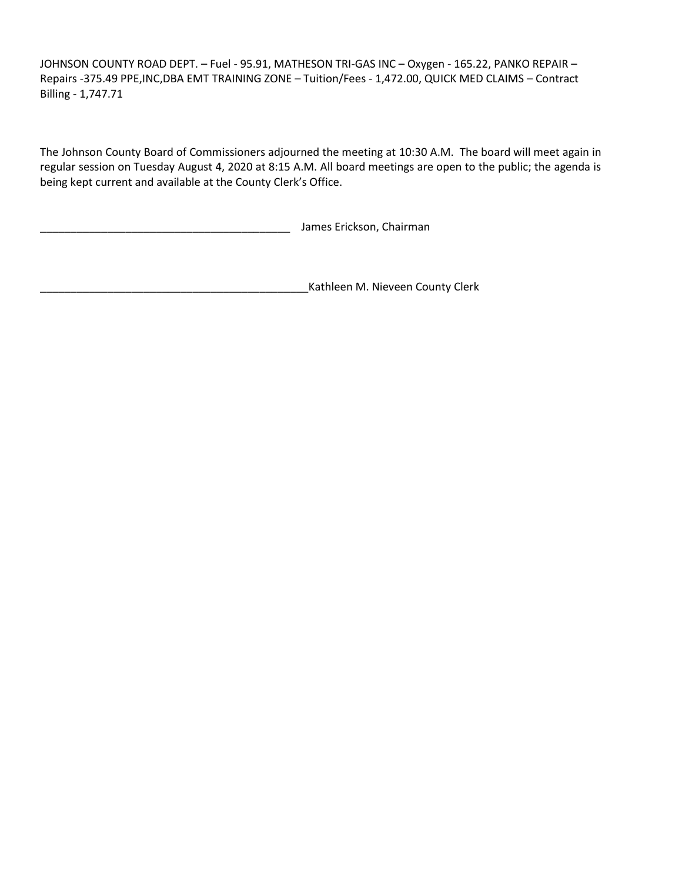JOHNSON COUNTY ROAD DEPT. – Fuel - 95.91, MATHESON TRI-GAS INC – Oxygen - 165.22, PANKO REPAIR – Repairs -375.49 PPE,INC,DBA EMT TRAINING ZONE – Tuition/Fees - 1,472.00, QUICK MED CLAIMS – Contract Billing - 1,747.71

The Johnson County Board of Commissioners adjourned the meeting at 10:30 A.M. The board will meet again in regular session on Tuesday August 4, 2020 at 8:15 A.M. All board meetings are open to the public; the agenda is being kept current and available at the County Clerk's Office.

___________________________________________ James Erickson, Chairman

_____________________________________________Kathleen M. Nieveen County Clerk